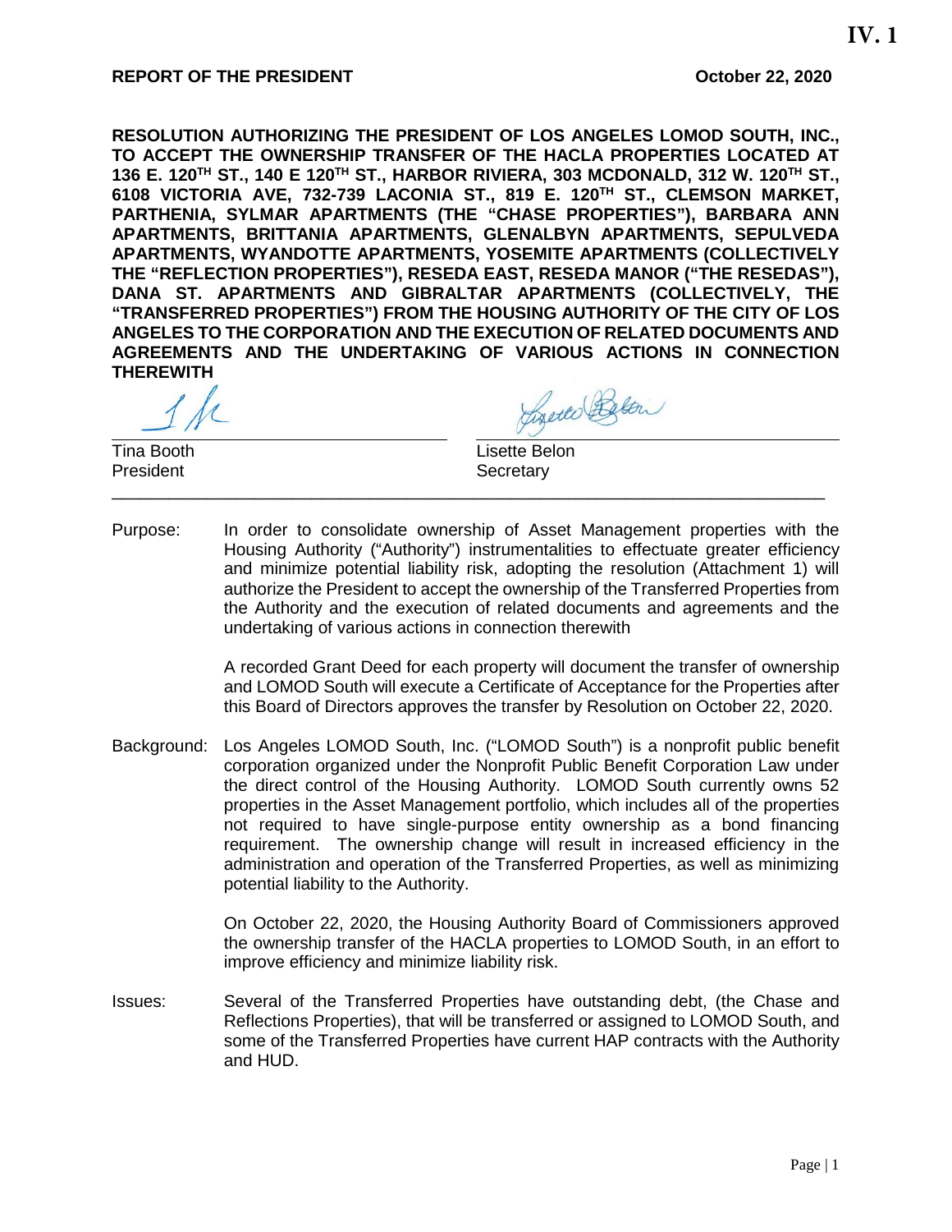**IV. 1**

**REPORT OF THE PRESIDENT** **October 22, 2020**

**RESOLUTION AUTHORIZING THE PRESIDENT OF LOS ANGELES LOMOD SOUTH, INC., TO ACCEPT THE OWNERSHIP TRANSFER OF THE HACLA PROPERTIES LOCATED AT 136 E. 120TH ST., 140 E 120TH ST., HARBOR RIVIERA, 303 MCDONALD, 312 W. 120TH ST., 6108 VICTORIA AVE, 732-739 LACONIA ST., 819 E. 120TH ST., CLEMSON MARKET, PARTHENIA, SYLMAR APARTMENTS (THE "CHASE PROPERTIES"), BARBARA ANN APARTMENTS, BRITTANIA APARTMENTS, GLENALBYN APARTMENTS, SEPULVEDA APARTMENTS, WYANDOTTE APARTMENTS, YOSEMITE APARTMENTS (COLLECTIVELY THE "REFLECTION PROPERTIES"), RESEDA EAST, RESEDA MANOR ("THE RESEDAS"), DANA ST. APARTMENTS AND GIBRALTAR APARTMENTS (COLLECTIVELY, THE "TRANSFERRED PROPERTIES") FROM THE HOUSING AUTHORITY OF THE CITY OF LOS ANGELES TO THE CORPORATION AND THE EXECUTION OF RELATED DOCUMENTS AND AGREEMENTS AND THE UNDERTAKING OF VARIOUS ACTIONS IN CONNECTION THEREWITH**

| | |
|---|---|
| Tina Booth | Lisette Belon |
| President | Secretary |

---

Purpose: In order to consolidate ownership of Asset Management properties with the Housing Authority ("Authority") instrumentalities to effectuate greater efficiency and minimize potential liability risk, adopting the resolution (Attachment 1) will authorize the President to accept the ownership of the Transferred Properties from the Authority and the execution of related documents and agreements and the undertaking of various actions in connection therewith

A recorded Grant Deed for each property will document the transfer of ownership and LOMOD South will execute a Certificate of Acceptance for the Properties after this Board of Directors approves the transfer by Resolution on October 22, 2020.

Background: Los Angeles LOMOD South, Inc. ("LOMOD South") is a nonprofit public benefit corporation organized under the Nonprofit Public Benefit Corporation Law under the direct control of the Housing Authority. LOMOD South currently owns 52 properties in the Asset Management portfolio, which includes all of the properties not required to have single-purpose entity ownership as a bond financing requirement. The ownership change will result in increased efficiency in the administration and operation of the Transferred Properties, as well as minimizing potential liability to the Authority.

On October 22, 2020, the Housing Authority Board of Commissioners approved the ownership transfer of the HACLA properties to LOMOD South, in an effort to improve efficiency and minimize liability risk.

Issues: Several of the Transferred Properties have outstanding debt, (the Chase and Reflections Properties), that will be transferred or assigned to LOMOD South, and some of the Transferred Properties have current HAP contracts with the Authority and HUD.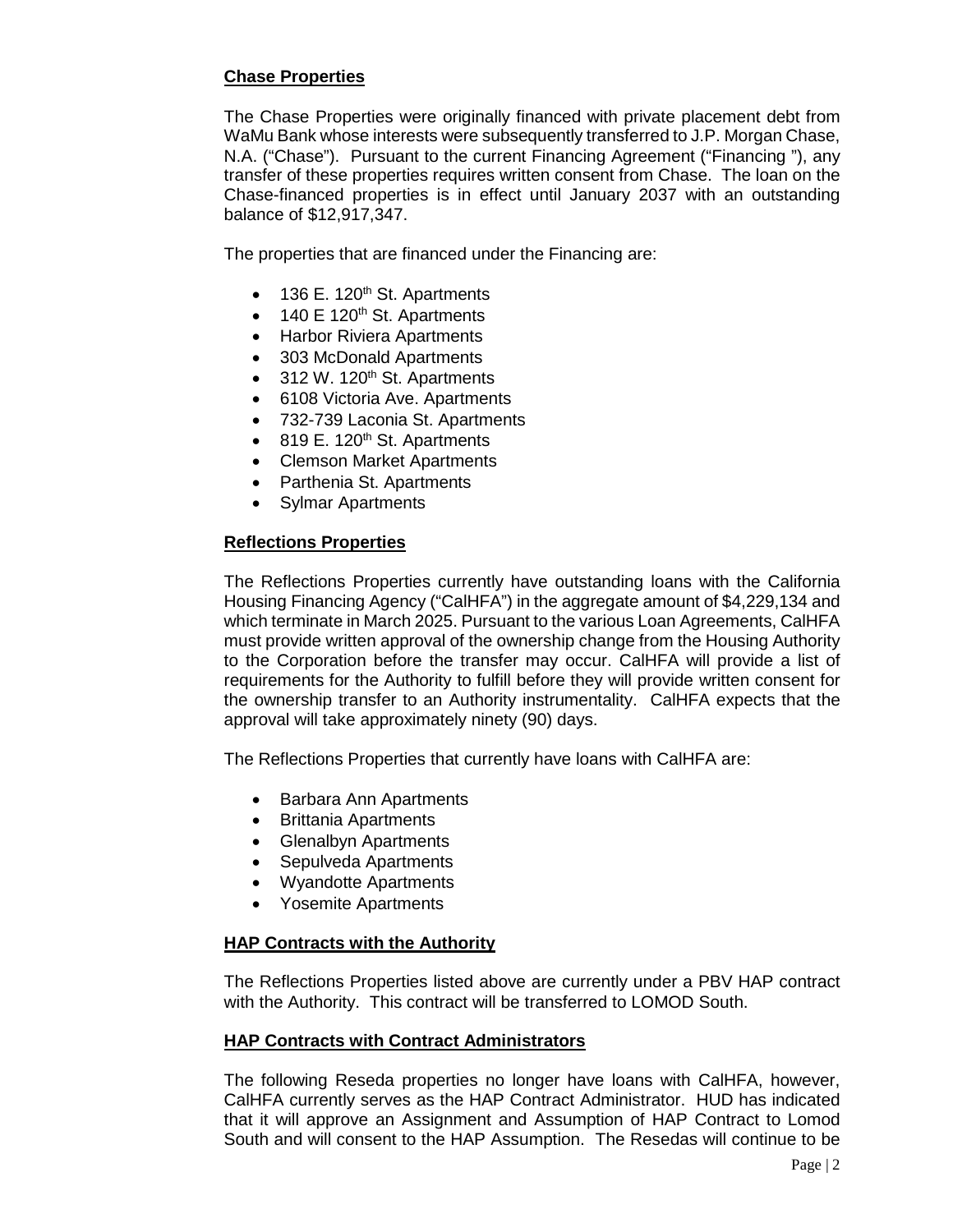### Chase Properties

The Chase Properties were originally financed with private placement debt from WaMu Bank whose interests were subsequently transferred to J.P. Morgan Chase, N.A. ("Chase"). Pursuant to the current Financing Agreement ("Financing "), any transfer of these properties requires written consent from Chase. The loan on the Chase-financed properties is in effect until January 2037 with an outstanding balance of $12,917,347.

The properties that are financed under the Financing are:

- 136 E. 120th St. Apartments
- 140 E 120th St. Apartments
- Harbor Riviera Apartments
- 303 McDonald Apartments
- 312 W. 120th St. Apartments
- 6108 Victoria Ave. Apartments
- 732-739 Laconia St. Apartments
- 819 E. 120th St. Apartments
- Clemson Market Apartments
- Parthenia St. Apartments
- Sylmar Apartments

### Reflections Properties

The Reflections Properties currently have outstanding loans with the California Housing Financing Agency ("CalHFA") in the aggregate amount of $4,229,134 and which terminate in March 2025. Pursuant to the various Loan Agreements, CalHFA must provide written approval of the ownership change from the Housing Authority to the Corporation before the transfer may occur. CalHFA will provide a list of requirements for the Authority to fulfill before they will provide written consent for the ownership transfer to an Authority instrumentality. CalHFA expects that the approval will take approximately ninety (90) days.

The Reflections Properties that currently have loans with CalHFA are:

- Barbara Ann Apartments
- Brittania Apartments
- Glenalbyn Apartments
- Sepulveda Apartments
- Wyandotte Apartments
- Yosemite Apartments

### HAP Contracts with the Authority

The Reflections Properties listed above are currently under a PBV HAP contract with the Authority. This contract will be transferred to LOMOD South.

### HAP Contracts with Contract Administrators

The following Reseda properties no longer have loans with CalHFA, however, CalHFA currently serves as the HAP Contract Administrator. HUD has indicated that it will approve an Assignment and Assumption of HAP Contract to Lomod South and will consent to the HAP Assumption. The Resedas will continue to be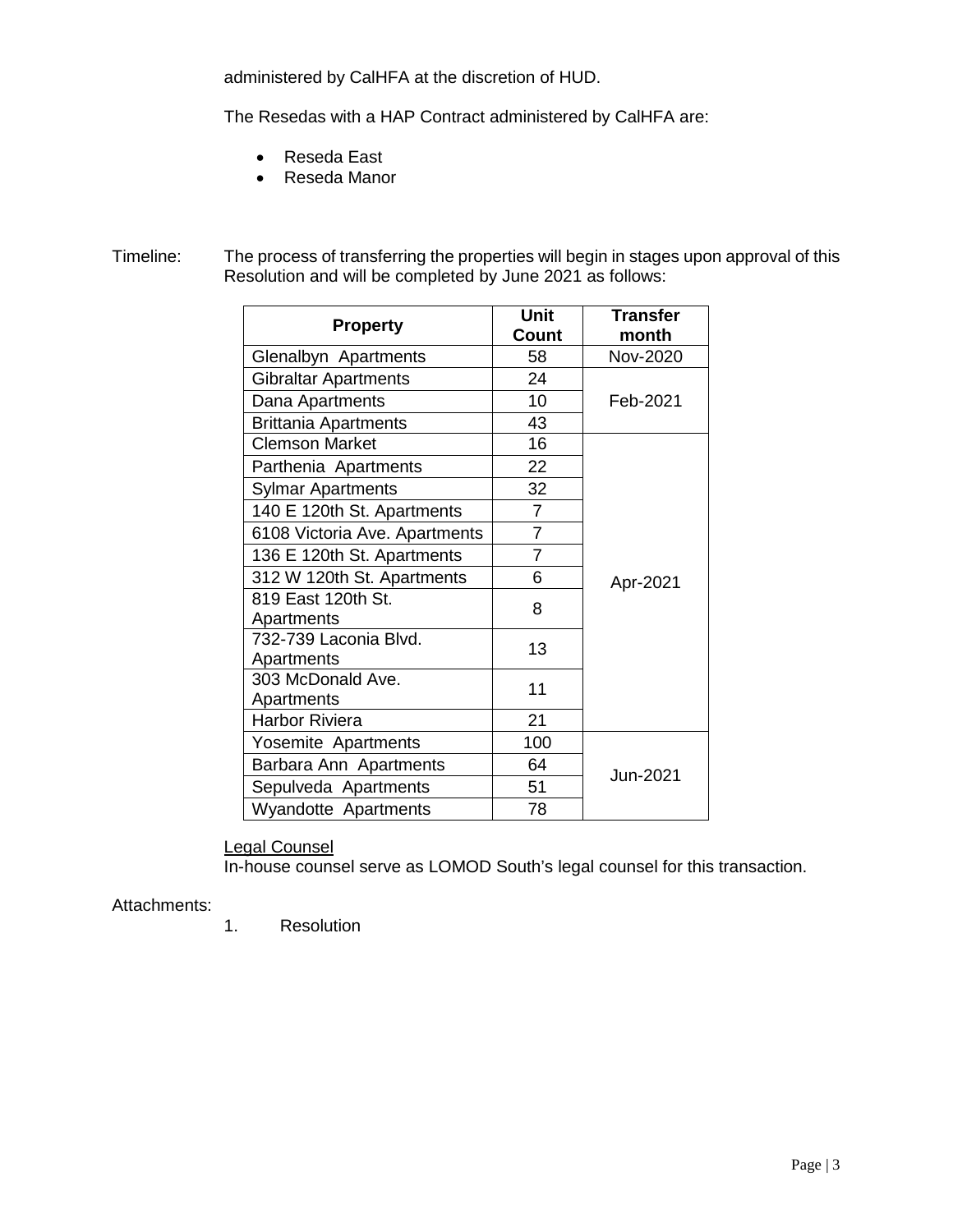administered by CalHFA at the discretion of HUD.

The Resedas with a HAP Contract administered by CalHFA are:

- Reseda East
- Reseda Manor

Timeline: The process of transferring the properties will begin in stages upon approval of this Resolution and will be completed by June 2021 as follows:

| Property | Unit Count | Transfer month |
|---|---|---|
| Glenalbyn Apartments | 58 | Nov-2020 |
| Gibraltar Apartments | 24 | Feb-2021 |
| Dana Apartments | 10 | |
| Brittania Apartments | 43 | |
| Clemson Market | 16 | Apr-2021 |
| Parthenia Apartments | 22 | |
| Sylmar Apartments | 32 | |
| 140 E 120th St. Apartments | 7 | |
| 6108 Victoria Ave. Apartments | 7 | |
| 136 E 120th St. Apartments | 7 | |
| 312 W 120th St. Apartments | 6 | |
| 819 East 120th St. Apartments | 8 | |
| 732-739 Laconia Blvd. Apartments | 13 | |
| 303 McDonald Ave. Apartments | 11 | |
| Harbor Riviera | 21 | |
| Yosemite Apartments | 100 | Jun-2021 |
| Barbara Ann Apartments | 64 | |
| Sepulveda Apartments | 51 | |
| Wyandotte Apartments | 78 | |

<u>Legal Counsel</u>

In-house counsel serve as LOMOD South's legal counsel for this transaction.

Attachments:

1. Resolution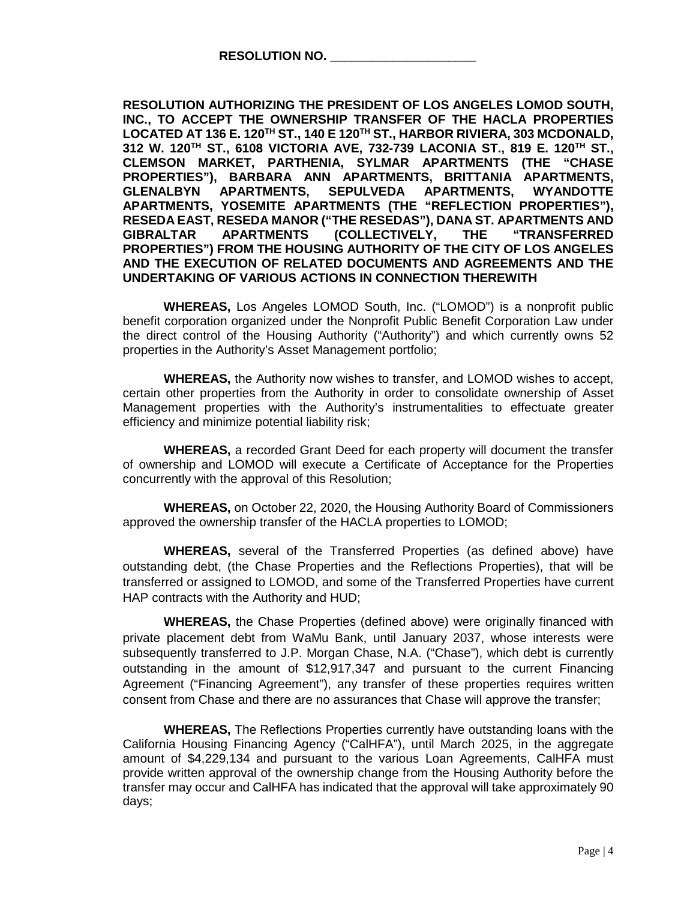**RESOLUTION NO. \_\_\_\_\_\_\_\_\_\_\_\_\_\_\_\_\_\_\_\_\_**

**RESOLUTION AUTHORIZING THE PRESIDENT OF LOS ANGELES LOMOD SOUTH, INC., TO ACCEPT THE OWNERSHIP TRANSFER OF THE HACLA PROPERTIES LOCATED AT 136 E. 120TH ST., 140 E 120TH ST., HARBOR RIVIERA, 303 MCDONALD, 312 W. 120TH ST., 6108 VICTORIA AVE, 732-739 LACONIA ST., 819 E. 120TH ST., CLEMSON MARKET, PARTHENIA, SYLMAR APARTMENTS (THE "CHASE PROPERTIES"), BARBARA ANN APARTMENTS, BRITTANIA APARTMENTS, GLENALBYN APARTMENTS, SEPULVEDA APARTMENTS, WYANDOTTE APARTMENTS, YOSEMITE APARTMENTS (THE "REFLECTION PROPERTIES"), RESEDA EAST, RESEDA MANOR ("THE RESEDAS"), DANA ST. APARTMENTS AND GIBRALTAR APARTMENTS (COLLECTIVELY, THE "TRANSFERRED PROPERTIES") FROM THE HOUSING AUTHORITY OF THE CITY OF LOS ANGELES AND THE EXECUTION OF RELATED DOCUMENTS AND AGREEMENTS AND THE UNDERTAKING OF VARIOUS ACTIONS IN CONNECTION THEREWITH**

**WHEREAS,** Los Angeles LOMOD South, Inc. ("LOMOD") is a nonprofit public benefit corporation organized under the Nonprofit Public Benefit Corporation Law under the direct control of the Housing Authority ("Authority") and which currently owns 52 properties in the Authority's Asset Management portfolio;

**WHEREAS,** the Authority now wishes to transfer, and LOMOD wishes to accept, certain other properties from the Authority in order to consolidate ownership of Asset Management properties with the Authority's instrumentalities to effectuate greater efficiency and minimize potential liability risk;

**WHEREAS,** a recorded Grant Deed for each property will document the transfer of ownership and LOMOD will execute a Certificate of Acceptance for the Properties concurrently with the approval of this Resolution;

**WHEREAS,** on October 22, 2020, the Housing Authority Board of Commissioners approved the ownership transfer of the HACLA properties to LOMOD;

**WHEREAS,** several of the Transferred Properties (as defined above) have outstanding debt, (the Chase Properties and the Reflections Properties), that will be transferred or assigned to LOMOD, and some of the Transferred Properties have current HAP contracts with the Authority and HUD;

**WHEREAS,** the Chase Properties (defined above) were originally financed with private placement debt from WaMu Bank, until January 2037, whose interests were subsequently transferred to J.P. Morgan Chase, N.A. ("Chase"), which debt is currently outstanding in the amount of $12,917,347 and pursuant to the current Financing Agreement ("Financing Agreement"), any transfer of these properties requires written consent from Chase and there are no assurances that Chase will approve the transfer;

**WHEREAS,** The Reflections Properties currently have outstanding loans with the California Housing Financing Agency ("CalHFA"), until March 2025, in the aggregate amount of $4,229,134 and pursuant to the various Loan Agreements, CalHFA must provide written approval of the ownership change from the Housing Authority before the transfer may occur and CalHFA has indicated that the approval will take approximately 90 days;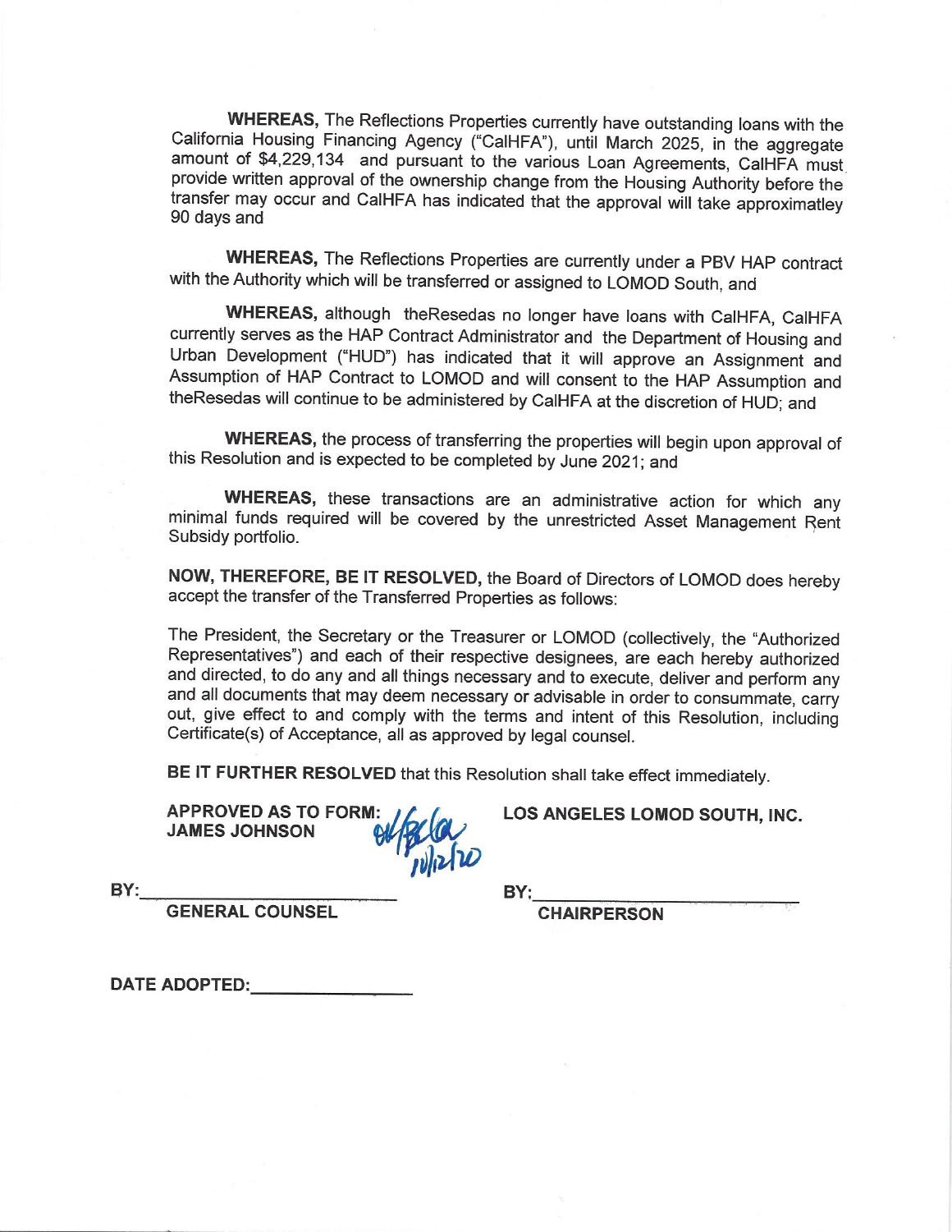**WHEREAS,** The Reflections Properties currently have outstanding loans with the California Housing Financing Agency ("CalHFA"), until March 2025, in the aggregate amount of $4,229,134 and pursuant to the various Loan Agreements, CalHFA must provide written approval of the ownership change from the Housing Authority before the transfer may occur and CalHFA has indicated that the approval will take approximatley 90 days and

**WHEREAS,** The Reflections Properties are currently under a PBV HAP contract with the Authority which will be transferred or assigned to LOMOD South, and

**WHEREAS,** although theResedas no longer have loans with CalHFA, CalHFA currently serves as the HAP Contract Administrator and the Department of Housing and Urban Development ("HUD") has indicated that it will approve an Assignment and Assumption of HAP Contract to LOMOD and will consent to the HAP Assumption and theResedas will continue to be administered by CalHFA at the discretion of HUD; and

**WHEREAS,** the process of transferring the properties will begin upon approval of this Resolution and is expected to be completed by June 2021; and

**WHEREAS,** these transactions are an administrative action for which any minimal funds required will be covered by the unrestricted Asset Management Rent Subsidy portfolio.

**NOW, THEREFORE, BE IT RESOLVED,** the Board of Directors of LOMOD does hereby accept the transfer of the Transferred Properties as follows:

The President, the Secretary or the Treasurer or LOMOD (collectively, the "Authorized Representatives") and each of their respective designees, are each hereby authorized and directed, to do any and all things necessary and to execute, deliver and perform any and all documents that may deem necessary or advisable in order to consummate, carry out, give effect to and comply with the terms and intent of this Resolution, including Certificate(s) of Acceptance, all as approved by legal counsel.

**BE IT FURTHER RESOLVED** that this Resolution shall take effect immediately.

**APPROVED AS TO FORM:**
**JAMES JOHNSON**

10/12/20

BY:\_\_\_\_\_\_\_\_\_\_\_\_\_\_\_\_\_\_\_\_\_\_\_\_\_\_
**GENERAL COUNSEL**

**LOS ANGELES LOMOD SOUTH, INC.**

BY:\_\_\_\_\_\_\_\_\_\_\_\_\_\_\_\_\_\_\_\_\_\_\_\_\_\_
**CHAIRPERSON**

**DATE ADOPTED:**\_\_\_\_\_\_\_\_\_\_\_\_\_\_\_\_